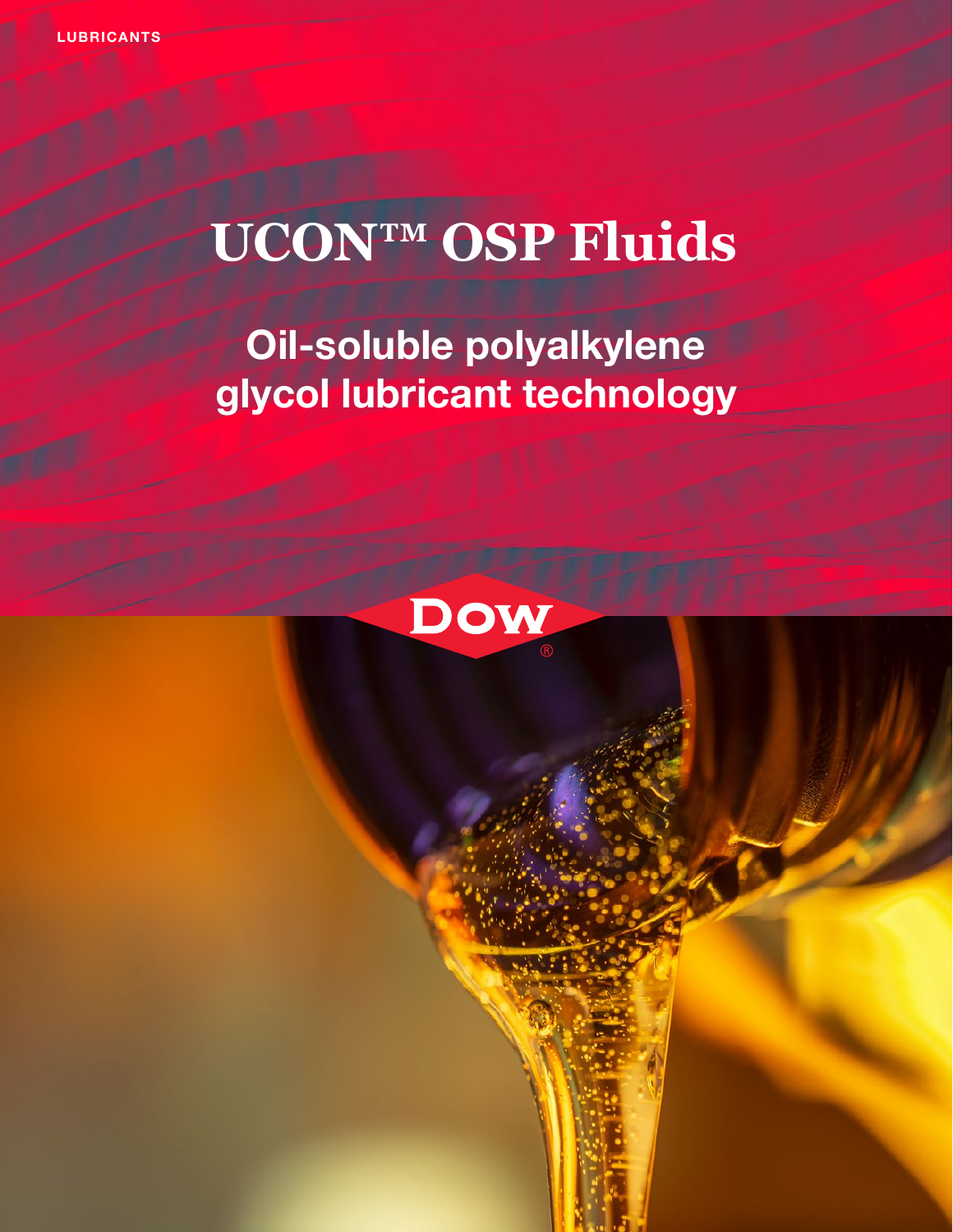LUBRICANTS

# UCON™ OSP Fluids

## Oil-soluble polyalkylene glycol lubricant technology

DOW®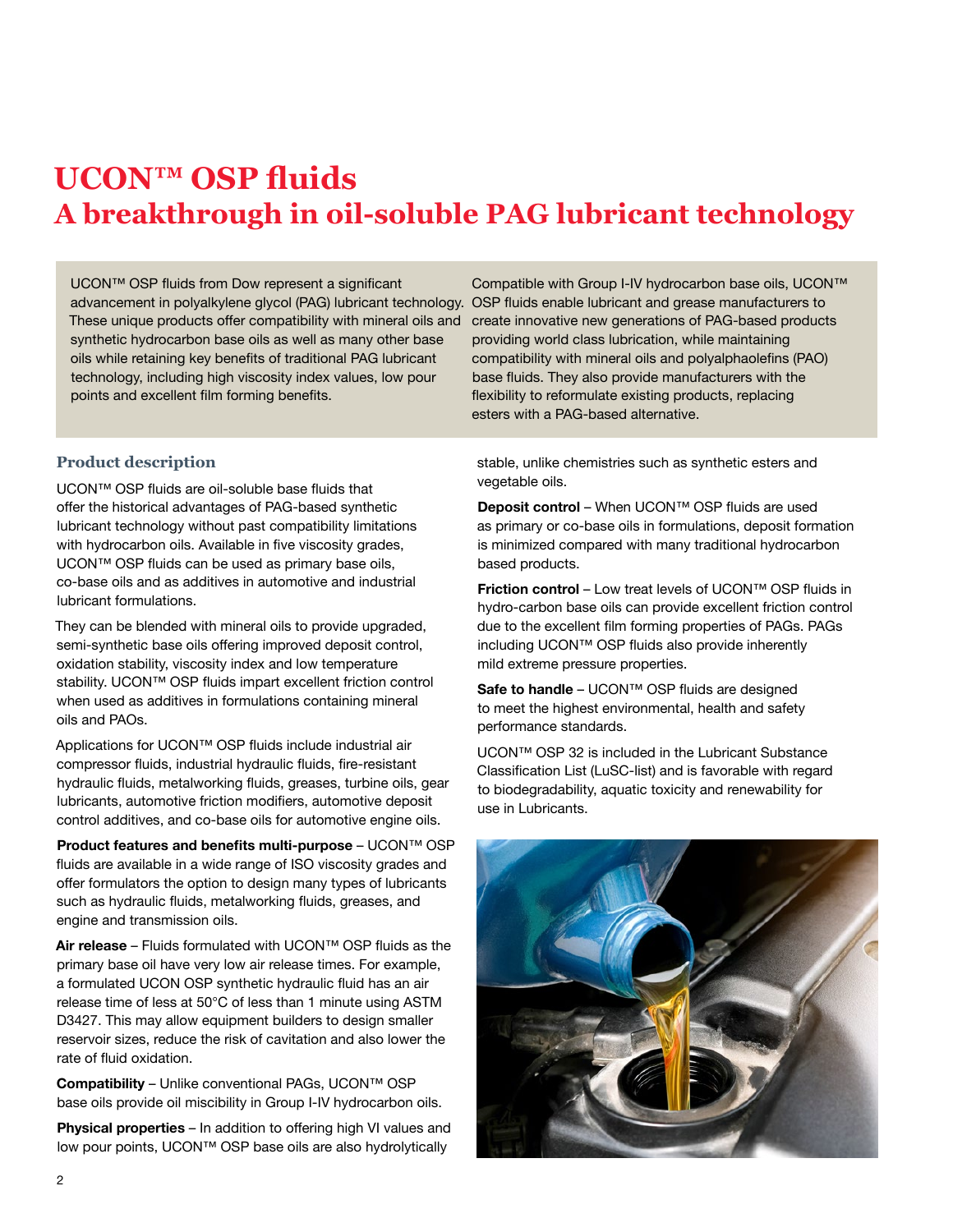# UCON™ OSP fluids
## A breakthrough in oil-soluble PAG lubricant technology

UCON™ OSP fluids from Dow represent a significant advancement in polyalkylene glycol (PAG) lubricant technology. These unique products offer compatibility with mineral oils and synthetic hydrocarbon base oils as well as many other base oils while retaining key benefits of traditional PAG lubricant technology, including high viscosity index values, low pour points and excellent film forming benefits.

Compatible with Group I-IV hydrocarbon base oils, UCON™ OSP fluids enable lubricant and grease manufacturers to create innovative new generations of PAG-based products providing world class lubrication, while maintaining compatibility with mineral oils and polyalphaolefins (PAO) base fluids. They also provide manufacturers with the flexibility to reformulate existing products, replacing esters with a PAG-based alternative.

### Product description

UCON™ OSP fluids are oil-soluble base fluids that offer the historical advantages of PAG-based synthetic lubricant technology without past compatibility limitations with hydrocarbon oils. Available in five viscosity grades, UCON™ OSP fluids can be used as primary base oils, co-base oils and as additives in automotive and industrial lubricant formulations.

They can be blended with mineral oils to provide upgraded, semi-synthetic base oils offering improved deposit control, oxidation stability, viscosity index and low temperature stability. UCON™ OSP fluids impart excellent friction control when used as additives in formulations containing mineral oils and PAOs.

Applications for UCON™ OSP fluids include industrial air compressor fluids, industrial hydraulic fluids, fire-resistant hydraulic fluids, metalworking fluids, greases, turbine oils, gear lubricants, automotive friction modifiers, automotive deposit control additives, and co-base oils for automotive engine oils.

**Product features and benefits multi-purpose** – UCON™ OSP fluids are available in a wide range of ISO viscosity grades and offer formulators the option to design many types of lubricants such as hydraulic fluids, metalworking fluids, greases, and engine and transmission oils.

**Air release** – Fluids formulated with UCON™ OSP fluids as the primary base oil have very low air release times. For example, a formulated UCON OSP synthetic hydraulic fluid has an air release time of less at 50°C of less than 1 minute using ASTM D3427. This may allow equipment builders to design smaller reservoir sizes, reduce the risk of cavitation and also lower the rate of fluid oxidation.

**Compatibility** – Unlike conventional PAGs, UCON™ OSP base oils provide oil miscibility in Group I-IV hydrocarbon oils.

**Physical properties** – In addition to offering high VI values and low pour points, UCON™ OSP base oils are also hydrolytically stable, unlike chemistries such as synthetic esters and vegetable oils.

**Deposit control** – When UCON™ OSP fluids are used as primary or co-base oils in formulations, deposit formation is minimized compared with many traditional hydrocarbon based products.

**Friction control** – Low treat levels of UCON™ OSP fluids in hydro-carbon base oils can provide excellent friction control due to the excellent film forming properties of PAGs. PAGs including UCON™ OSP fluids also provide inherently mild extreme pressure properties.

**Safe to handle** – UCON™ OSP fluids are designed to meet the highest environmental, health and safety performance standards.

UCON™ OSP 32 is included in the Lubricant Substance Classification List (LuSC-list) and is favorable with regard to biodegradability, aquatic toxicity and renewability for use in Lubricants.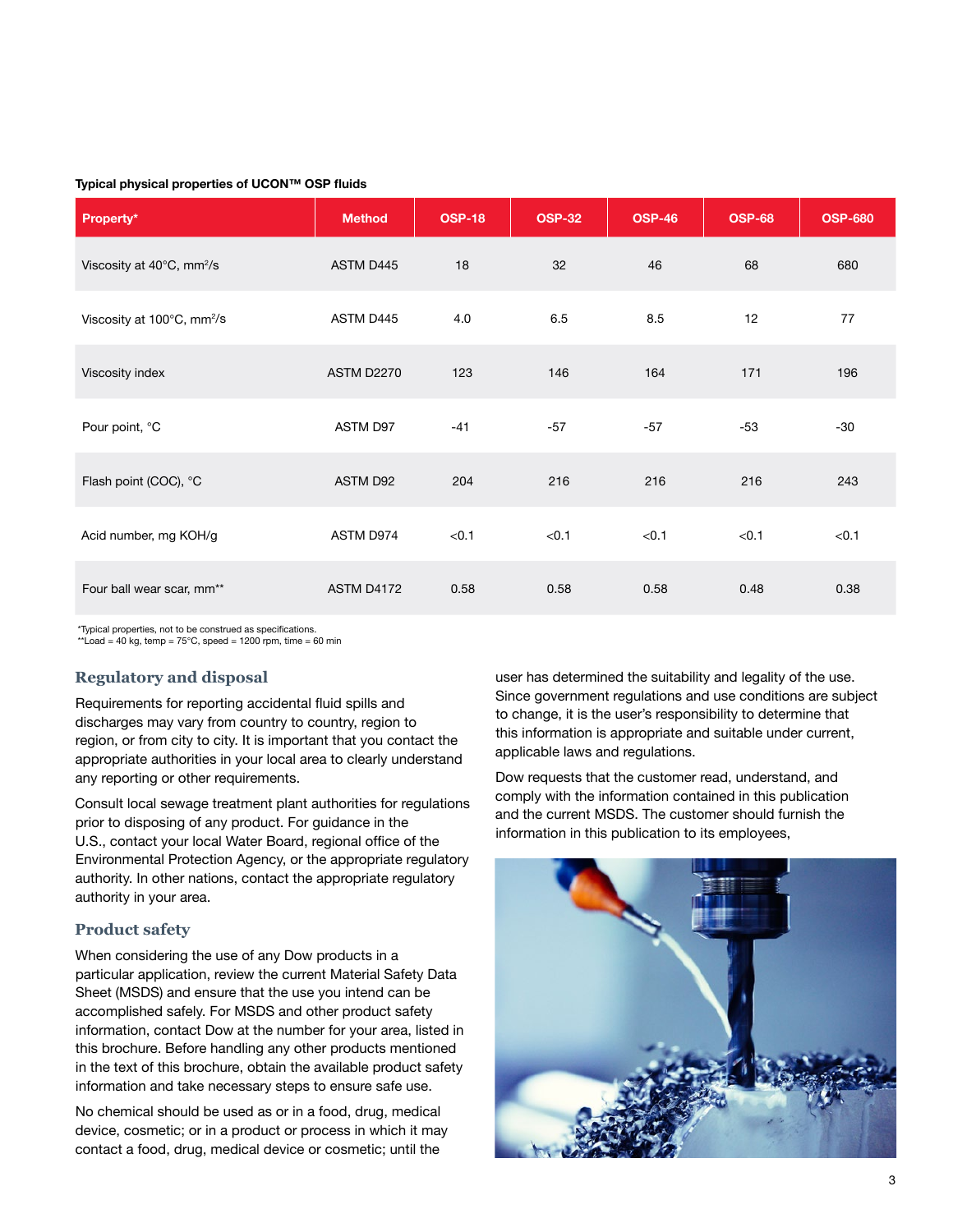**Typical physical properties of UCON™ OSP fluids**

| Property* | Method | OSP-18 | OSP-32 | OSP-46 | OSP-68 | OSP-680 |
|---|---|---|---|---|---|---|
| Viscosity at 40°C, $mm^2/s$ | ASTM D445 | 18 | 32 | 46 | 68 | 680 |
| Viscosity at 100°C, $mm^2/s$ | ASTM D445 | 4.0 | 6.5 | 8.5 | 12 | 77 |
| Viscosity index | ASTM D2270 | 123 | 146 | 164 | 171 | 196 |
| Pour point, °C | ASTM D97 | -41 | -57 | -57 | -53 | -30 |
| Flash point (COC), °C | ASTM D92 | 204 | 216 | 216 | 216 | 243 |
| Acid number, mg KOH/g | ASTM D974 | <0.1 | <0.1 | <0.1 | <0.1 | <0.1 |
| Four ball wear scar, mm** | ASTM D4172 | 0.58 | 0.58 | 0.58 | 0.48 | 0.38 |

*Typical properties, not to be construed as specifications.
**Load = 40 kg, temp = 75°C, speed = 1200 rpm, time = 60 min

## Regulatory and disposal

Requirements for reporting accidental fluid spills and discharges may vary from country to country, region to region, or from city to city. It is important that you contact the appropriate authorities in your local area to clearly understand any reporting or other requirements.

Consult local sewage treatment plant authorities for regulations prior to disposing of any product. For guidance in the U.S., contact your local Water Board, regional office of the Environmental Protection Agency, or the appropriate regulatory authority. In other nations, contact the appropriate regulatory authority in your area.

## Product safety

When considering the use of any Dow products in a particular application, review the current Material Safety Data Sheet (MSDS) and ensure that the use you intend can be accomplished safely. For MSDS and other product safety information, contact Dow at the number for your area, listed in this brochure. Before handling any other products mentioned in the text of this brochure, obtain the available product safety information and take necessary steps to ensure safe use.

No chemical should be used as or in a food, drug, medical device, cosmetic; or in a product or process in which it may contact a food, drug, medical device or cosmetic; until the user has determined the suitability and legality of the use. Since government regulations and use conditions are subject to change, it is the user's responsibility to determine that this information is appropriate and suitable under current, applicable laws and regulations.

Dow requests that the customer read, understand, and comply with the information contained in this publication and the current MSDS. The customer should furnish the information in this publication to its employees,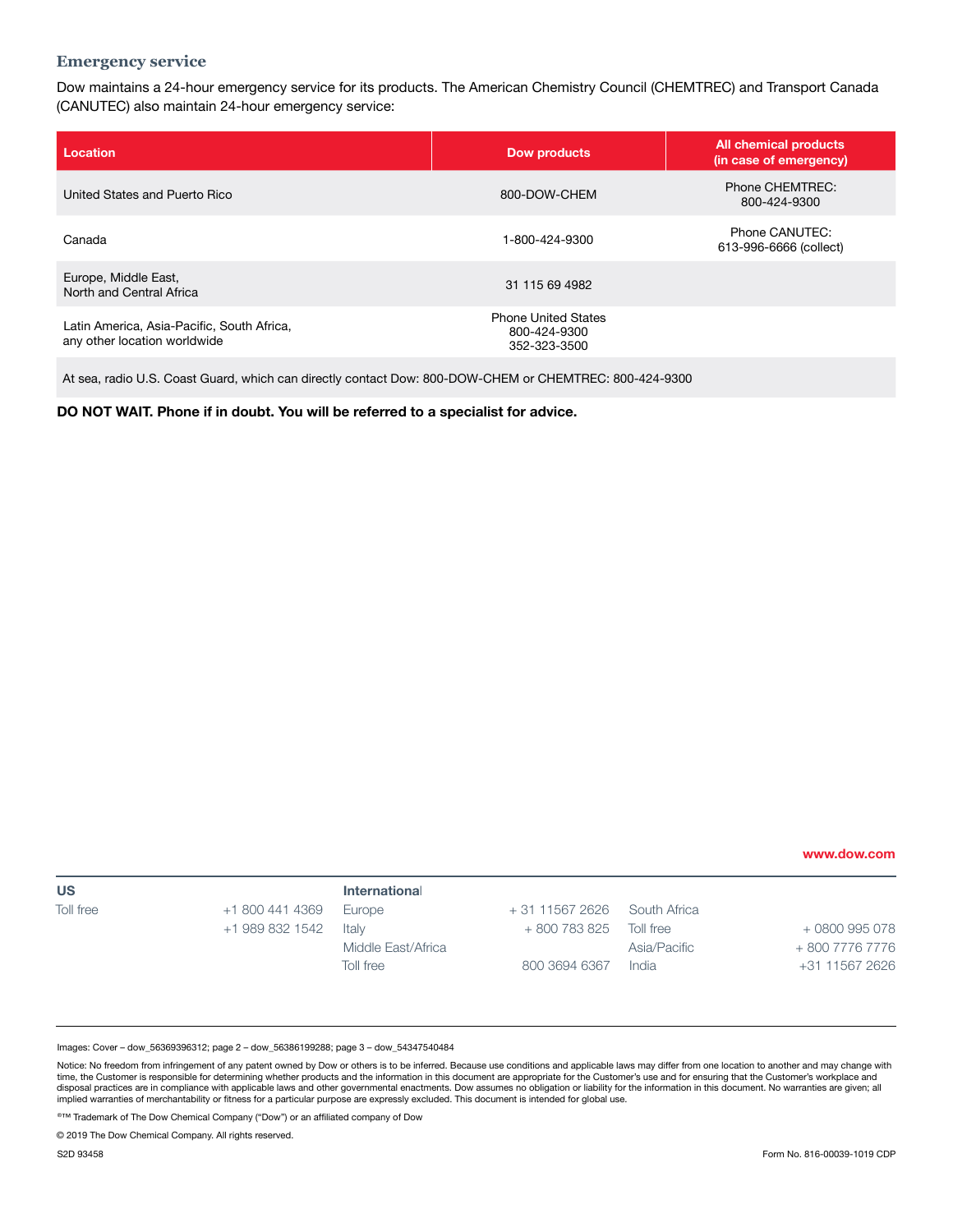### Emergency service

Dow maintains a 24-hour emergency service for its products. The American Chemistry Council (CHEMTREC) and Transport Canada (CANUTEC) also maintain 24-hour emergency service:

| Location | Dow products | All chemical products (in case of emergency) |
| --- | --- | --- |
| United States and Puerto Rico | 800-DOW-CHEM | Phone CHEMTREC: 800-424-9300 |
| Canada | 1-800-424-9300 | Phone CANUTEC: 613-996-6666 (collect) |
| Europe, Middle East, North and Central Africa | 31 115 69 4982 | |
| Latin America, Asia-Pacific, South Africa, any other location worldwide | Phone United States 800-424-9300 352-323-3500 | |
| At sea, radio U.S. Coast Guard, which can directly contact Dow: 800-DOW-CHEM or CHEMTREC: 800-424-9300 | | |

**DO NOT WAIT. Phone if in doubt. You will be referred to a specialist for advice.**

www.dow.com

| US | | International | | | |
| --- | --- | --- | --- | --- | --- |
| Toll free | +1 800 441 4369 | Europe | + 31 11567 2626 | South Africa | |
| | +1 989 832 1542 | Italy | + 800 783 825 | Toll free | + 0800 995 078 |
| | | Middle East/Africa | | Asia/Pacific | + 800 7776 7776 |
| | | Toll free | 800 3694 6367 | India | +31 11567 2626 |

Images: Cover – dow_56369396312; page 2 – dow_56386199288; page 3 – dow_54347540484

Notice: No freedom from infringement of any patent owned by Dow or others is to be inferred. Because use conditions and applicable laws may differ from one location to another and may change with time, the Customer is responsible for determining whether products and the information in this document are appropriate for the Customer's use and for ensuring that the Customer's workplace and disposal practices are in compliance with applicable laws and other governmental enactments. Dow assumes no obligation or liability for the information in this document. No warranties are given; all implied warranties of merchantability or fitness for a particular purpose are expressly excluded. This document is intended for global use.

®™ Trademark of The Dow Chemical Company ("Dow") or an affiliated company of Dow

© 2019 The Dow Chemical Company. All rights reserved.

S2D 93458

Form No. 816-00039-1019 CDP